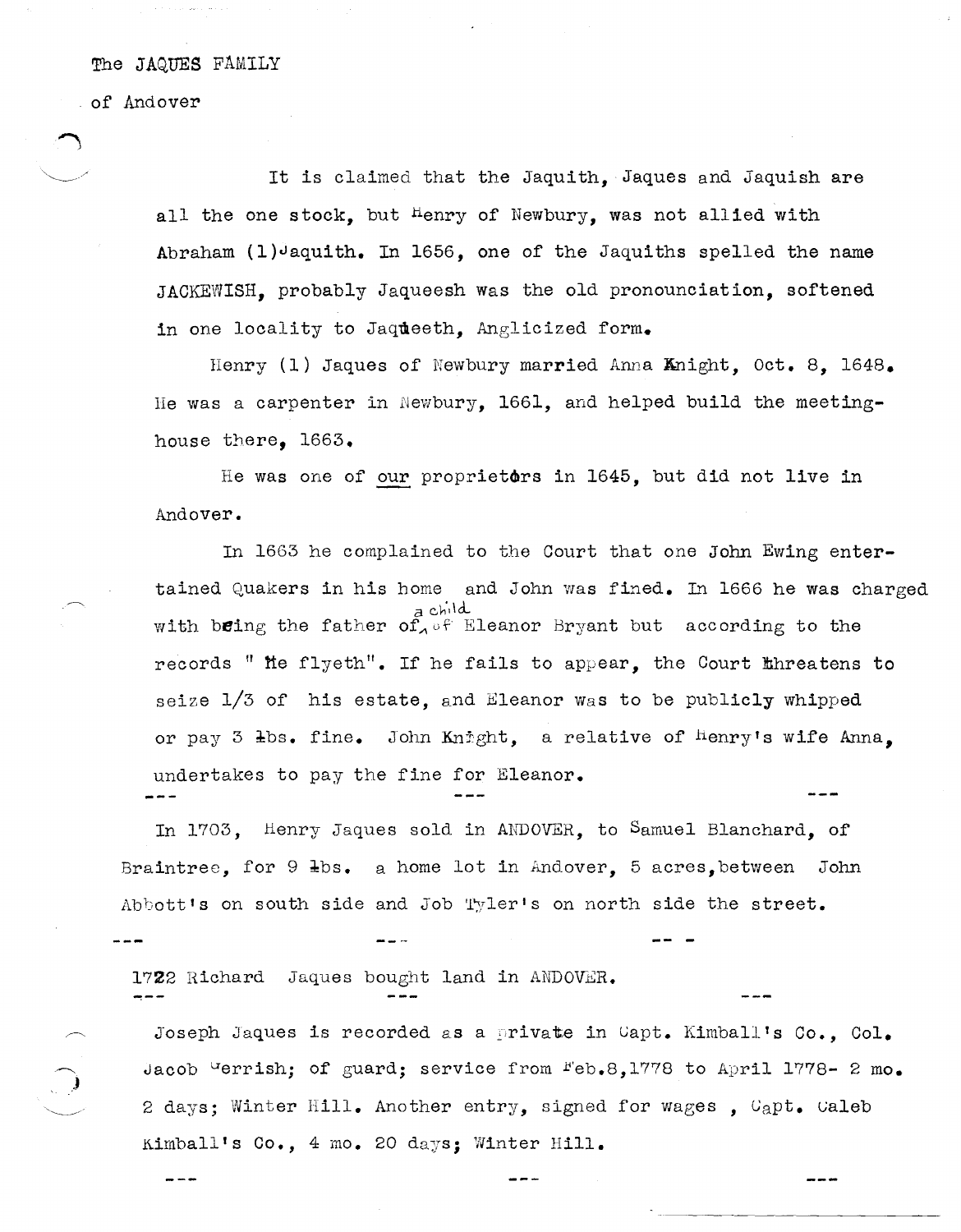The JAQUES FAMILY

of Andover

It is claimed that the Jaquith, Jaques and Jaquish are all the one stock, but Henry of Newbury, was not allied with Abraham (1) Jaquith. In 1656, one of the Jaquiths spelled the name JACKEWISH, probably Jaqueesh was the old pronounciation, softened in one locality to Jaqueeth, Anglicized form.

Henry (1) Jaques of Newbury married Anna Knight, Oct. 8, 1648. He was a carpenter in Newbury, 1661, and helped build the meeting-house there, 1663.

He was one of <u>our</u> proprietors in 1645, but did not live in Andover.

In 1663 he complained to the Court that one John Ewing entertained Quakers in his home and John was fined. In 1666 he was charged with being the father of a child of Eleanor Bryant but according to the records " He flyeth". If he fails to appear, the Court threatens to seize 1/3 of his estate, and Eleanor was to be publicly whipped or pay 3 lbs. fine. John Knight, a relative of Henry's wife Anna, undertakes to pay the fine for Eleanor.

--- --- ---

In 1703, Henry Jaques sold in ANDOVER, to Samuel Blanchard, of Braintree, for 9 lbs. a home lot in Andover, 5 acres, between John Abbott's on south side and Job Tyler's on north side the street.

--- --- ---

1722 Richard Jaques bought land in ANDOVER.

--- --- ---

Joseph Jaques is recorded as a private in Capt. Kimball's Co., Col. Jacob Gerrish; of guard; service from Feb.8,1778 to April 1778- 2 mo. 2 days; Winter Hill. Another entry, signed for wages , Capt. Caleb Kimball's Co., 4 mo. 20 days; Winter Hill.

--- --- ---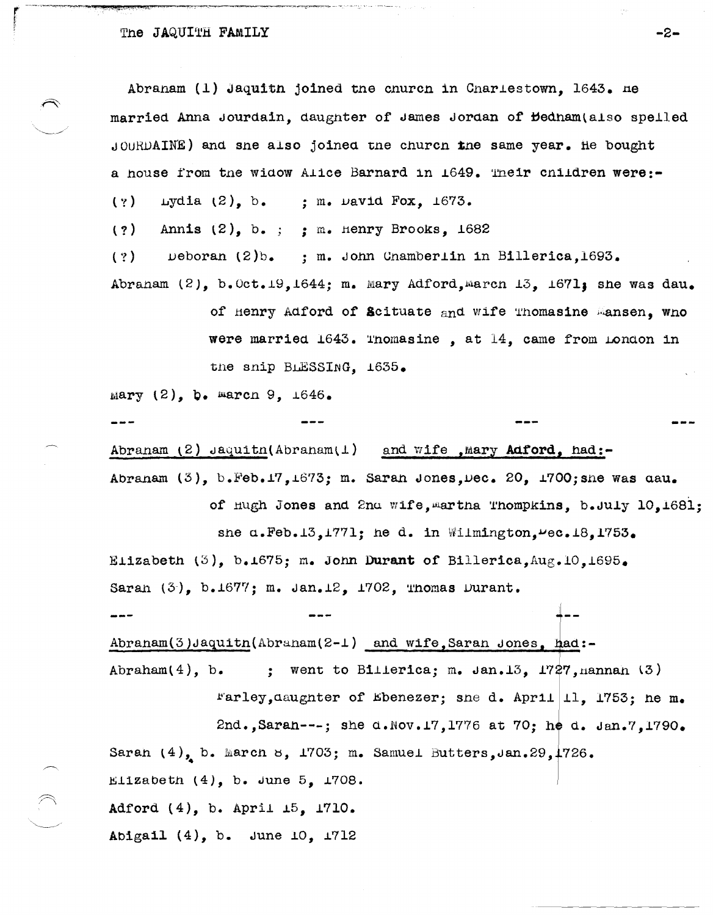Abraham (1) Jaquith joined the church in Charlestown, 1643. He married Anna Jourdain, daughter of James Jordan of Dedham (also spelled JOURDAINE) and she also joined the church the same year. He bought a house from the widow Alice Barnard in 1649. Their children were:-

(?) Lydia (2), b. ; m. David Fox, 1673.

(?) Annis (2), b. ; ; m. Henry Brooks, 1682

(?) Deborah (2) b. ; m. John Chamberlin in Billerica, 1693.

Abraham (2), b. Oct. 19, 1644; m. Mary Adford, March 13, 1671; she was dau. of Henry Adford of Scituate and wife Thomasine Mansen, who were married 1643. Thomasine , at 14, came from London in the ship BLESSING, 1635.

Mary (2), b. March 9, 1646.

--- --- --- ---

<u>Abraham (2) Jaquith (Abraham (1)</u> <u>and wife , Mary **Adford**, had:-</u>

Abraham (3), b. Feb. 17, 1673; m. Sarah Jones, Dec. 20, 1700; she was dau. of Hugh Jones and 2nd wife, Martha Thompkins, b. July 10, 1681; she d. Feb. 13, 1771; he d. in Wilmington, Dec. 18, 1753.

Elizabeth (3), b. 1675; m. John **Durant** of Billerica, Aug. 10, 1695.

Sarah (3), b. 1677; m. Jan. 12, 1702, Thomas Durant.

--- --- ---

<u>Abraham (3) Jaquith (Abraham (2-1)</u> <u>and wife, Sarah Jones, had:-</u>

Abraham (4), b. ; went to Billerica; m. Jan. 13, 1727, Hannah (3) Farley, daughter of Ebenezer; she d. April 11, 1753; he m. 2nd., Sarah---; she d. Nov. 17, 1776 at 70; he d. Jan. 7, 1790.

Sarah (4), b. March 8, 1703; m. Samuel Butters, Jan. 29, 1726.

Elizabeth (4), b. June 5, 1708.

Adford (4), b. April 15, 1710.

Abigail (4), b. June 10, 1712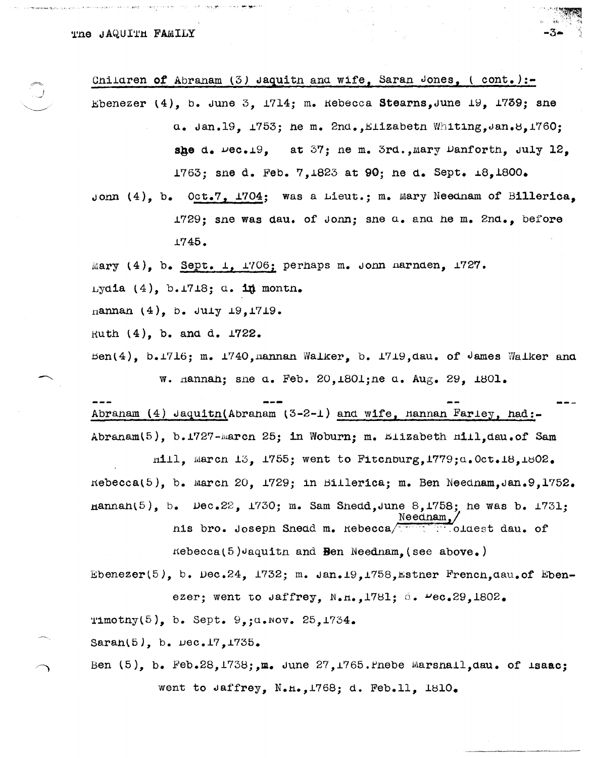Children of Abraham (3) Jaquith and wife, Sarah Jones, ( cont.):-

Ebenezer (4), b. June 3, 1714; m. Rebecca **Stearns**, June 19, 1739; she d. Jan.19, 1753; he m. 2nd., Elizabeth Whiting, Jan.8, 1760; she d. Dec.19, at 37; he m. 3rd., Mary Danforth, July 12, 1763; she d. Feb. 7, 1823 at 90; he d. Sept. 18, 1800.

John (4), b. Oct.7, 1704; was a Lieut.; m. Mary Needham of Billerica, 1729; she was dau. of John; she d. and he m. 2nd., before 1745.

Mary (4), b. Sept. 1, 1706; perhaps m. John Harnden, 1727.

Lydia (4), b.1718; d. in month.

Hannah (4), b. July 19, 1719.

Ruth (4), b. and d. 1722.

Ben(4), b.1716; m. 1740, Hannah Walker, b. 1719, dau. of James Walker and w. Hannah; she d. Feb. 20, 1801; he d. Aug. 29, 1801.

---

Abraham (4) Jaquith(Abraham (3-2-1) and wife, Hannah Farley, had:-

Abraham(5), b.1727-March 25; in Woburn; m. Elizabeth Hill, dau.of Sam Hill, March 13, 1755; went to Fitchburg, 1779; d.Oct.18, 1802.

Rebecca(5), b. March 20, 1729; in Billerica; m. Ben Needham, Jan.9, 1752.

Hannah(5), b. Dec.22, 1730; m. Sam Snedd, June 8, 1758; he was b. 1731; his bro. Joseph Snedd m. Rebecca Needham, oldest dau. of Rebecca(5) Jaquith and Ben Needham, (see above.)

Ebenezer(5), b. Dec.24, 1732; m. Jan.19, 1758, Esther French, dau.of Ebenezer; went to Jaffrey, N.H., 1781; d. Dec.29, 1802.

Timothy(5), b. Sept. 9,; d.Nov. 25, 1734.

Sarah(5), b. Dec.17, 1735.

Ben (5), b. Feb.28, 1738;, m. June 27, 1765. Phebe Marshall, dau. of Isaac; went to Jaffrey, N.H., 1768; d. Feb.11, 1810.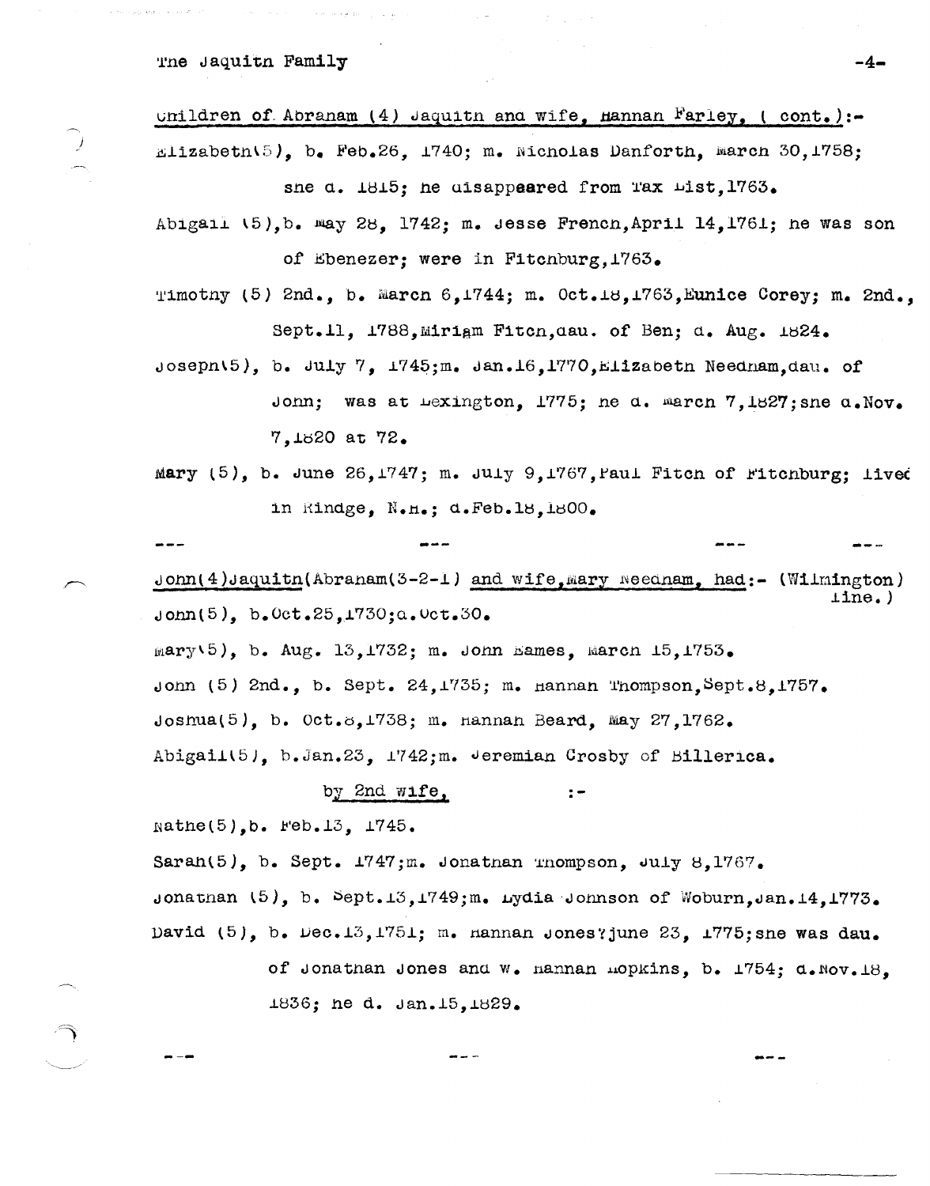Children of Abraham (4) Jaquith and wife, Hannah Farley, ( cont.):-

Elizabeth(5), b. Feb.26, 1740; m. Nicholas Danforth, March 30,1758; she d. 1815; he disappeared from Tax List,1763.

Abigail (5),b. May 28, 1742; m. Jesse French,April 14,1761; he was son of Ebenezer; were in Fitchburg,1763.

Timothy (5) 2nd., b. March 6,1744; m. Oct.18,1763,Eunice Corey; m. 2nd., Sept.11, 1788,Miriam Fitch,dau. of Ben; d. Aug. 1824.

Joseph(5), b. July 7, 1745;m. Jan.16,1770,Elizabeth Needham,dau. of John; was at Lexington, 1775; he d. March 7,1827;she d.Nov. 7,1820 at 72.

Mary (5), b. June 26,1747; m. July 9,1767,Paul Fitch of Fitchburg; lived in Rindge, N.H.; d.Feb.18,1800.

--- --- --- ---

John(4)Jaquith(Abraham(3-2-1) and wife,Mary Needham, had:- (Wilmington) line.)

John(5), b.Oct.25,1730;d.Oct.30.

Mary(5), b. Aug. 13,1732; m. John Eames, March 15,1753.

John (5) 2nd., b. Sept. 24,1735; m. Hannah Thompson,Sept.8,1757.

Joshua(5), b. Oct.8,1738; m. Hannah Beard, May 27,1762.

Abigail(5), b.Jan.23, 1742;m. Jeremiah Crosby of Billerica.

by 2nd wife, :-

Nathe(5),b. Feb.13, 1745.

Sarah(5), b. Sept. 1747;m. Jonathan Thompson, July 8,1767.

Jonathan (5), b. Sept.13,1749;m. Lydia Johnson of Woburn,Jan.14,1773.

David (5), b. Dec.13,1751; m. Hannah Jones?June 23, 1775;she was dau. of Jonathan Jones and w. Hannah Hopkins, b. 1754; d.Nov.18, 1836; he d. Jan.15,1829.

--- --- ---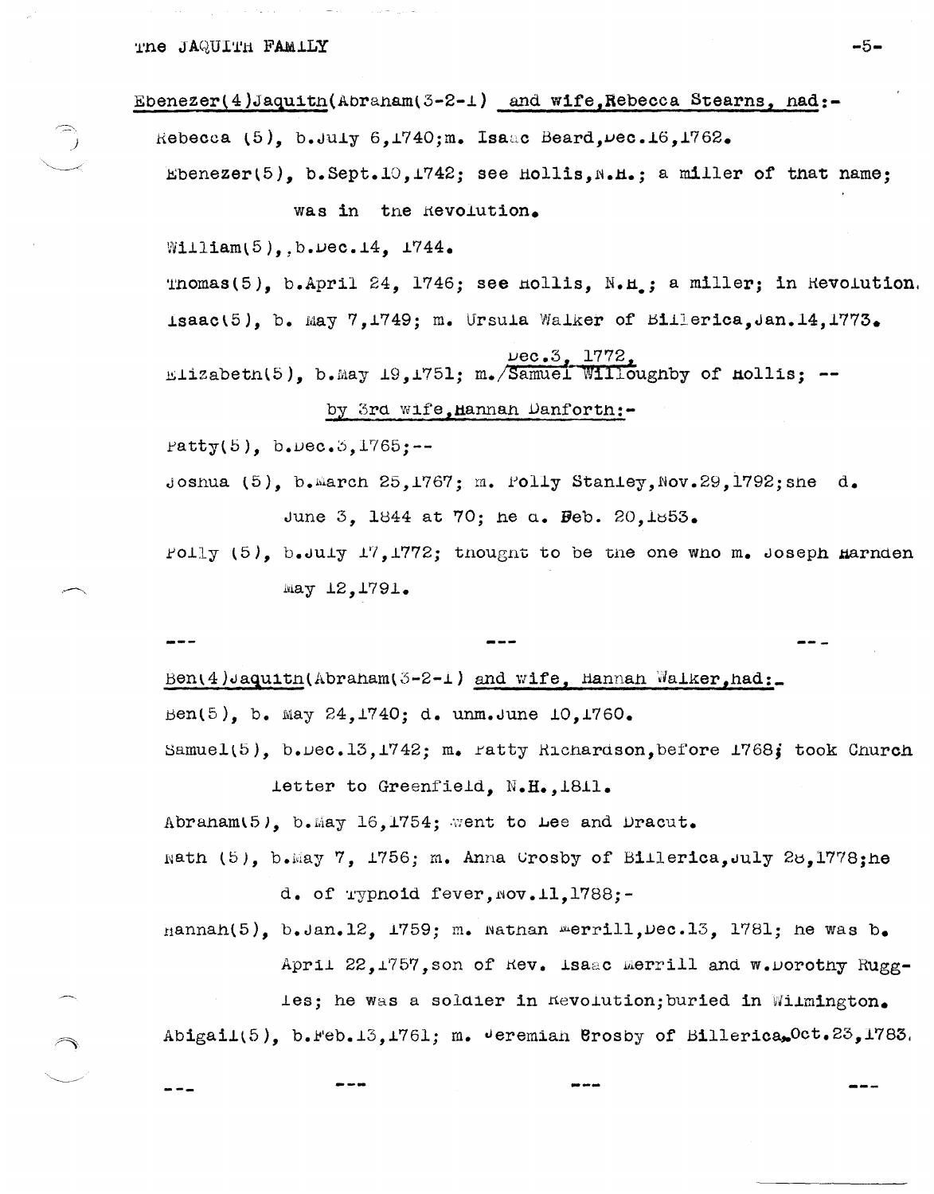Ebenezer(4)Jaquith(Abraham(3-2-1) and wife,Rebecca Stearns, had:-

Rebecca (5), b.July 6,1740;m. Isaac Beard,Dec.16,1762.

Ebenezer(5), b.Sept.10,1742; see Hollis,N.H.; a miller of that name; was in the Revolution.

William(5),,b.Dec.14, 1744.

Thomas(5), b.April 24, 1746; see Hollis, N.H.; a miller; in Revolution.

Isaac(5), b. May 7,1749; m. Ursula Walker of Billerica,Jan.14,1773.

Elizabeth(5), b.May 19,1751; m. Dec.3, 1772, Samuel Willoughby of Hollis; --

by 3rd wife,Hannah Danforth:-

Patty(5), b.Dec.3,1765;--

Joshua (5), b.March 25,1767; m. Polly Stanley,Nov.29,1792;she d. June 3, 1844 at 70; he d. Feb. 20,1853.

Polly (5), b.July 17,1772; thought to be the one who m. Joseph Harnden May 12,1791.

--- --- ---

Ben(4)Jaquith(Abraham(3-2-1) and wife, Hannah Walker,had:-

Ben(5), b. May 24,1740; d. unm.June 10,1760.

Samuel(5), b.Dec.13,1742; m. Patty Richardson,before 1768; took Church letter to Greenfield, N.H.,1811.

Abraham(5), b.May 16,1754; went to Lee and Dracut.

Nath (5), b.May 7, 1756; m. Anna Crosby of Billerica,July 28,1778;he d. of Typhoid fever,Nov.11,1788;-

Hannah(5), b.Jan.12, 1759; m. Nathan Merrill,Dec.13, 1781; he was b. April 22,1757,son of Rev. Isaac Merrill and w.Dorothy Ruggles; he was a soldier in Revolution;buried in Wilmington.

Abigail(5), b.Feb.13,1761; m. Jeremiah Crosby of Billerica,Oct.23,1783.

--- --- --- ---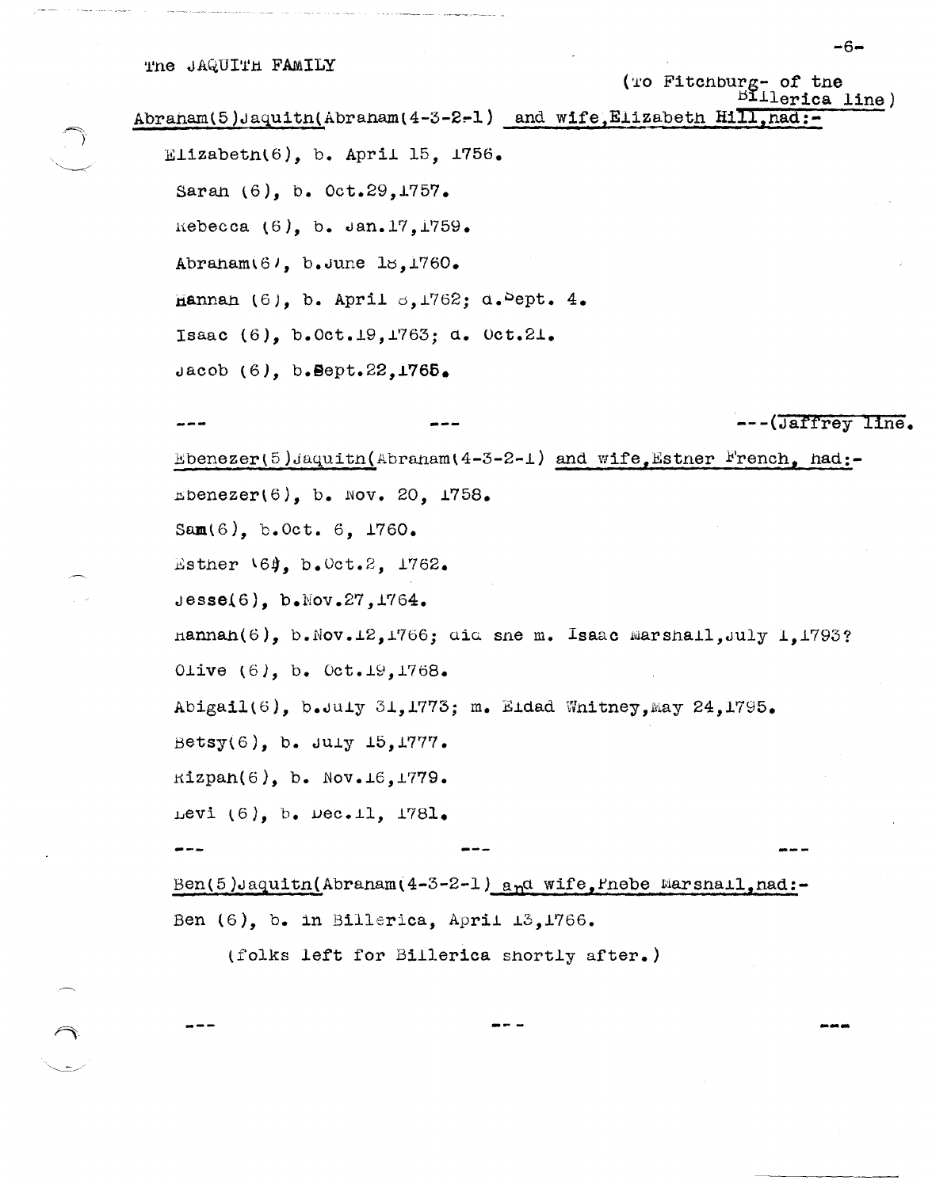The JAQUITH FAMILY

(To Fitchburg- of the Billerica line)

Abraham(5)Jaquith(Abraham(4-3-2-1) and wife,Elizabeth Hill,had:-

Elizabeth(6), b. April 15, 1756.

Sarah (6), b. Oct.29,1757.

Rebecca (6), b. Jan.17,1759.

Abraham(6), b.June 18,1760.

Hannah (6), b. April 8,1762; d.Sept. 4.

Isaac (6), b.Oct.19,1763; d. Oct.21.

Jacob (6), b.Sept.22,1765.

--- --- ---(Jaffrey line.

Ebenezer(5)Jaquith(Abraham(4-3-2-1) and wife,Esther French, had:-

Ebenezer(6), b. Nov. 20, 1758.

Sam(6), b.Oct. 6, 1760.

Esther (6), b.Oct.2, 1762.

Jesse(6), b.Nov.27,1764.

Hannah(6), b.Nov.12,1766; did she m. Isaac Marshall,July 1,1793?

Olive (6), b. Oct.19,1768.

Abigail(6), b.July 31,1773; m. Eldad Whitney,May 24,1795.

Betsy(6), b. July 15,1777.

Rizpah(6), b. Nov.16,1779.

Levi (6), b. Dec.11, 1781.

--- --- ---

Ben(5)Jaquith(Abraham(4-3-2-1) and wife,Phebe Marshall,had:-

Ben (6), b. in Billerica, April 13,1766.

(folks left for Billerica shortly after.)

--- --- ---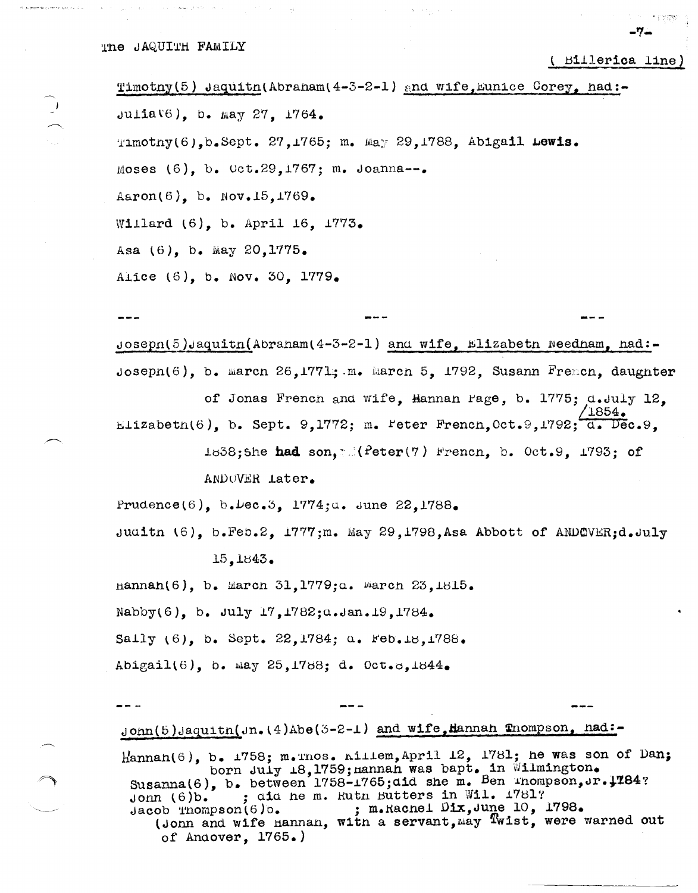The JAQUITH FAMILY

( Billerica line)

Timothy(5) Jaquith(Abraham(4-3-2-1) and wife, Eunice Corey, had:-

Julia(6), b. May 27, 1764.

Timothy(6), b. Sept. 27, 1765; m. May 29, 1788, Abigail Lewis.

Moses (6), b. Oct. 29, 1767; m. Joanna--.

Aaron(6), b. Nov. 15, 1769.

Willard (6), b. April 16, 1773.

Asa (6), b. May 20, 1775.

Alice (6), b. Nov. 30, 1779.

--- --- ---

Joseph(5) Jaquith(Abraham(4-3-2-1) and wife, Elizabeth Needham, had:-

Joseph(6), b. March 26, 1771; m. March 5, 1792, Susann French, daughter of Jonas French and wife, Hannah Page, b. 1775; d. July 12, 1854.

Elizabeth(6), b. Sept. 9, 1772; m. Peter French, Oct. 9, 1792; d. Dec. 9, 1838; She had son, (Peter(7) French, b. Oct. 9, 1793; of ANDOVER later.

Prudence(6), b. Dec. 3, 1774; d. June 22, 1788.

Judith (6), b. Feb. 2, 1777; m. May 29, 1798, Asa Abbott of ANDOVER; d. July 15, 1843.

Hannah(6), b. March 31, 1779; d. March 23, 1815.

Nabby(6), b. July 17, 1782; d. Jan. 19, 1784.

Sally (6), b. Sept. 22, 1784; d. Feb. 18, 1788.

Abigail(6), b. May 25, 1788; d. Oct. 8, 1844.

--- --- ---

John(5) Jaquith(Jn.(4) Abe(3-2-1) and wife, Hannah Thompson, had:-

Hannah(6), b. 1758; m. Thos. Killem, April 12, 1781; he was son of Dan; born July 18, 1759; Hannah was bapt. in Wilmington.
Susanna(6), b. between 1758-1765; did she m. Ben Thompson, Jr. 1784?
John (6) b. ; did he m. Ruth Butters in Wil. 1781?
Jacob Thompson(6) b. ; m. Rachel Dix, June 10, 1798.
(John and wife Hannah, with a servant, May Twist, were warned out of Andover, 1765.)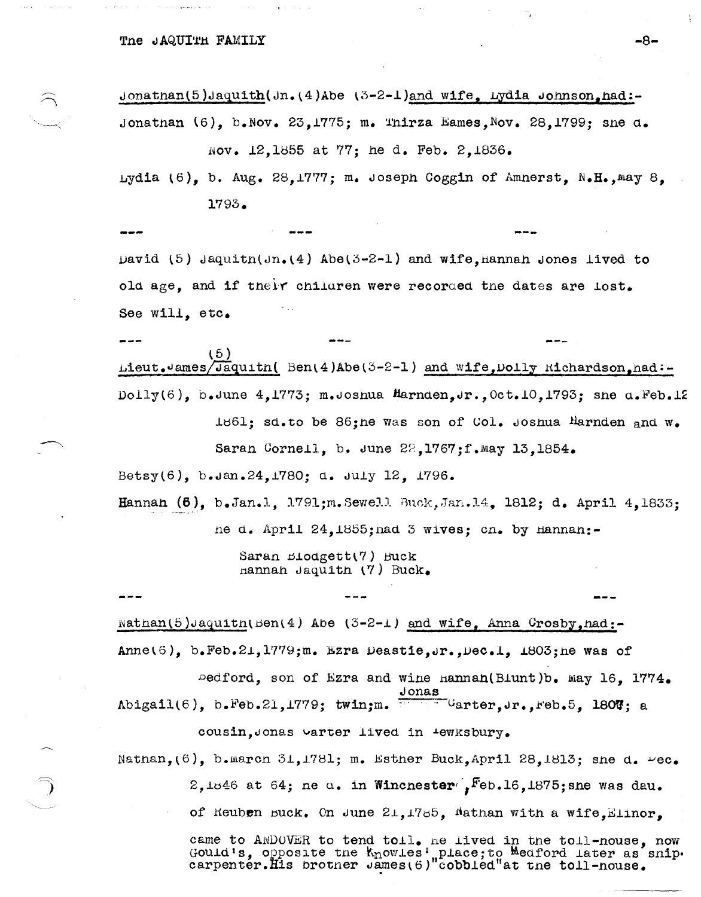Jonathan(5)Jaquith(Jn.(4)Abe (3-2-1)and wife, Lydia Johnson,had:-

Jonathan (6), b.Nov. 23,1775; m. Thirza Eames,Nov. 28,1799; she d. Nov. 12,1855 at 77; he d. Feb. 2,1836.

Lydia (6), b. Aug. 28,1777; m. Joseph Coggin of Amherst, N.H.,May 8, 1793.

--- --- ---

David (5) Jaquith(Jn.(4) Abe(3-2-1) and wife,Hannah Jones lived to old age, and if their children were recorded the dates are lost. See will, etc.

--- --- ---

Lieut.James(5) Jaquith( Ben(4)Abe(3-2-1) and wife,Dolly Richardson,had:-

Dolly(6), b.June 4,1773; m.Joshua Harnden,Jr.,Oct.10,1793; she d.Feb.12 1861; sd.to be 86;he was son of Col. Joshua Harnden and w. Sarah Cornell, b. June 22,1767;f.May 13,1854.

Betsy(6), b.Jan.24,1780; d. July 12, 1796.

Hannah (6), b.Jan.1, 1791;m.Sewell Buck,Jan.14, 1812; d. April 4,1833; he d. April 24,1855;had 3 wives; ch. by Hannah:-

Sarah Blodgett(7) Buck
Hannah Jaquith (7) Buck.

--- --- ---

Nathan(5)Jaquith(Ben(4) Abe (3-2-1) and wife, Anna Crosby,had:-

Anne(6), b.Feb.21,1779;m. Ezra Beastie,Jr.,Dec.1, 1803;he was of Bedford, son of Ezra and wife Hannah(Blunt)b. May 16, 1774.

Abigail(6), b.Feb.21,1779; twin;m. Jonas Carter,Jr.,Feb.5, 1807; a cousin,Jonas Carter lived in Tewksbury.

Nathan,(6), b.March 31,1781; m. Esther Buck,April 28,1813; she d. Dec. 2,1846 at 64; he d. in Winchester,Feb.16,1875;she was dau. of Reuben Buck. On June 21,1785, Nathan with a wife,Elinor, came to ANDOVER to tend toll. He lived in the toll-house, now Gould's, opposite the Knowles' place;to Medford later as ship carpenter.His brother James(6)"cobbled"at the toll-house.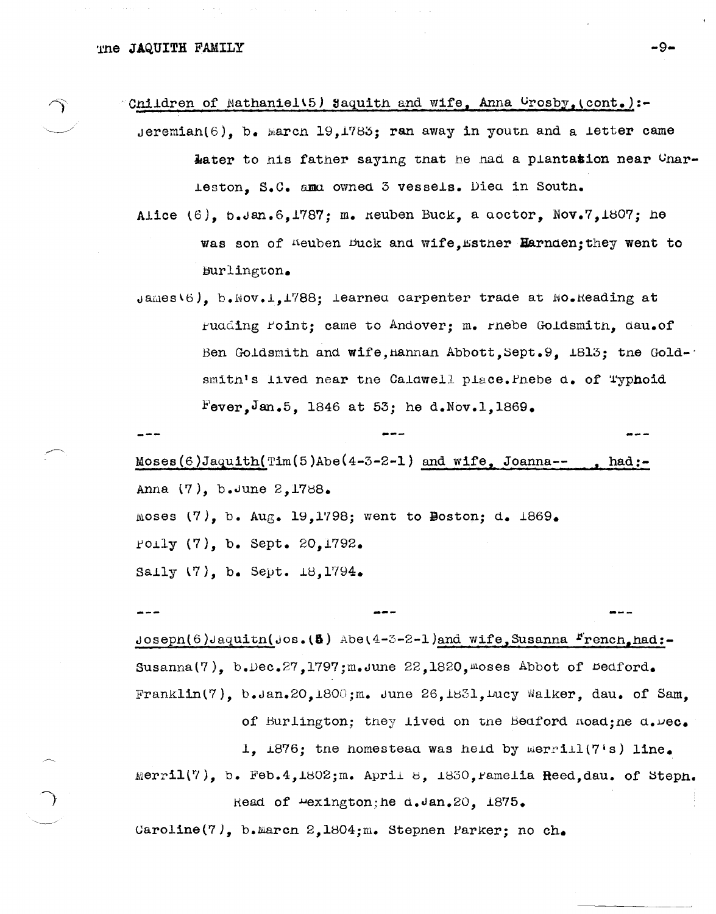Children of Nathaniel(5) Jaquith and wife, Anna Crosby, (cont.):-

Jeremiah(6), b. March 19,1783; ran away in youth and a letter came later to his father saying that he had a plantation near Charleston, S.C. and owned 3 vessels. Died in South.

Alice (6), b.Jan.6,1787; m. Reuben Buck, a doctor, Nov.7,1807; he was son of Reuben Buck and wife,Esther Harnden;they went to Burlington.

James(6), b.Nov.1,1788; learned carpenter trade at No.Reading at Pudding Point; came to Andover; m. Phebe Goldsmith, dau.of Ben Goldsmith and wife,Hannah Abbott,Sept.9, 1813; the Goldsmith's lived near the Caldwell place.Phebe d. of Typhoid Fever,Jan.5, 1846 at 53; he d.Nov.1,1869.

--- --- ---

Moses(6)Jaquith(Tim(5)Abe(4-3-2-1) and wife, Joanna-- , had:-

Anna (7), b.June 2,1788.

Moses (7), b. Aug. 19,1798; went to Boston; d. 1869.

Polly (7), b. Sept. 20,1792.

Sally (7), b. Sept. 18,1794.

--- --- ---

Joseph(6)Jaquith(Jos.(5) Abe(4-3-2-1)and wife,Susanna French,had:-

Susanna(7), b.Dec.27,1797;m.June 22,1820,Moses Abbot of Bedford.

Franklin(7), b.Jan.20,1800;m. June 26,1831,Lucy Walker, dau. of Sam, of Burlington; they lived on the Bedford Road;he d.Dec. 1, 1876; the homestead was held by Merrill(7's) line.

Merril(7), b. Feb.4,1802;m. April 8, 1830,Pamelia Reed,dau. of Steph. Read of Lexington;he d.Jan.20, 1875.

Caroline(7), b.March 2,1804;m. Stephen Parker; no ch.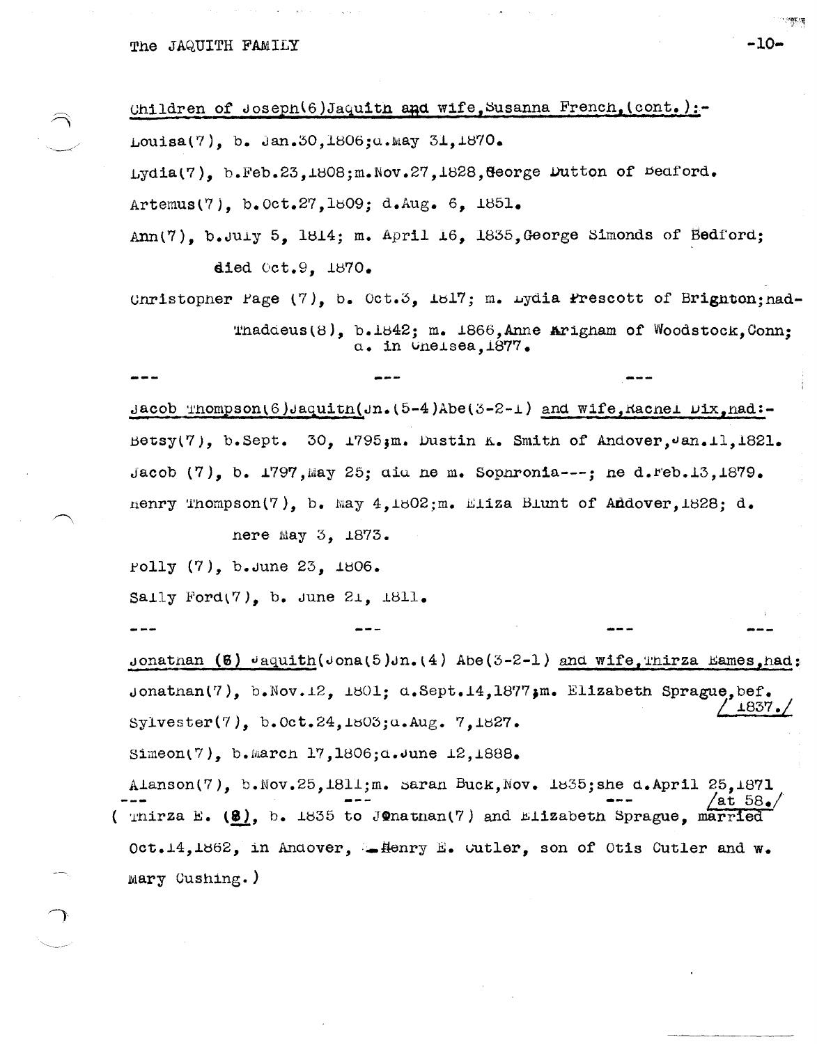Children of Joseph(6)Jaquith and wife,Susanna French,(cont.):-

Louisa(7), b. Jan.30,1806;d.May 31,1870.

Lydia(7), b.Feb.23,1808;m.Nov.27,1828,George Dutton of Bedford.

Artemus(7), b.Oct.27,1809; d.Aug. 6, 1851.

Ann(7), b.July 5, 1814; m. April 16, 1835,George Simonds of Bedford; died Oct.9, 1870.

Christopher Page (7), b. Oct.3, 1817; m. Lydia Prescott of Brighton;had-

> Thaddeus(8), b.1842; m. 1866,Anne Brigham of Woodstock,Conn; d. in Chelsea,1877.

--- --- ---

Jacob Thompson(6)Jaquith(Jn.(5-4)Abe(3-2-1) and wife,Rachel Dix,had:-

Betsy(7), b.Sept. 30, 1795;m. Dustin K. Smith of Andover,Jan.11,1821.

Jacob (7), b. 1797,May 25; did he m. Sophronia---; he d.Feb.13,1879.

Henry Thompson(7), b. May 4,1802;m. Eliza Blunt of Andover,1828; d. here May 3, 1873.

Polly (7), b.June 23, 1806.

Sally Ford(7), b. June 21, 1811.

--- --- --- ---

Jonathan (6) Jaquith(Jona(5)Jn.(4) Abe(3-2-1) and wife,Thirza Eames,had:

Jonathan(7), b.Nov.12, 1801; d.Sept.14,1877;m. Elizabeth Sprague,bef. /1837./

Sylvester(7), b.Oct.24,1803;d.Aug. 7,1827.

Simeon(7), b.March 17,1806;d.June 12,1888.

Alanson(7), b.Nov.25,1811;m. Sarah Buck,Nov. 1835;she d.April 25,1871 /at 58./

--- --- ---

( Thirza E. (8), b. 1835 to Jonathan(7) and Elizabeth Sprague, married Oct.14,1862, in Andover, Henry E. Cutler, son of Otis Cutler and w. Mary Cushing.)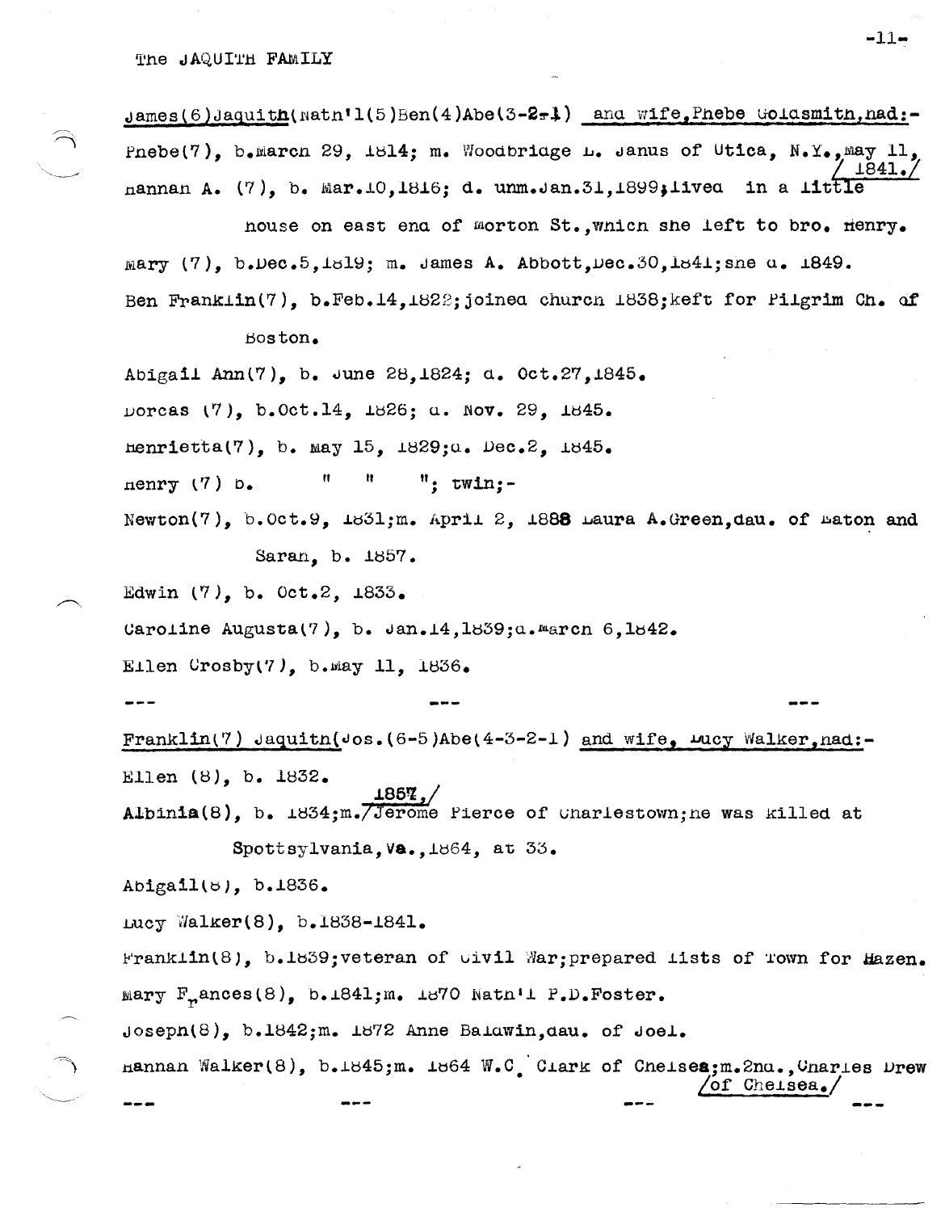James(6)Jaquith(Natn'l(5)Ben(4)Abe(3-2-1) and wife, Phebe Goldsmith, had:-

Phebe(7), b. March 29, 1814; m. Woodbridge L. Janus of Utica, N.Y., May 11, 1841.

Hannah A. (7), b. Mar. 10, 1816; d. unm. Jan. 31, 1899; lived in a little house on east end of Morton St., which she left to bro. Henry.

Mary (7), b. Dec. 5, 1819; m. James A. Abbott, Dec. 30, 1841; she d. 1849.

Ben Franklin(7), b. Feb. 14, 1822; joined church 1838; keft for Pilgrim Ch. of Boston.

Abigail Ann(7), b. June 28, 1824; d. Oct. 27, 1845.

Dorcas (7), b. Oct. 14, 1826; d. Nov. 29, 1845.

Henrietta(7), b. May 15, 1829; d. Dec. 2, 1845.

Henry (7) b. " " "; twin;-

Newton(7), b. Oct. 9, 1831; m. April 2, 1888 Laura A. Green, dau. of Eaton and Sarah, b. 1857.

Edwin (7), b. Oct. 2, 1833.

Caroline Augusta(7), b. Jan. 14, 1839; d. March 6, 1842.

Ellen Crosby(7), b. May 11, 1836.

--- --- ---

Franklin(7) Jaquith(Jos.(6-5)Abe(4-3-2-1) and wife, Lucy Walker, had:-

Ellen (8), b. 1832.

Albinia(8), b. 1834; m. 1857, Jerome Pierce of Charlestown; he was killed at Spottsylvania, Va., 1864, at 33.

Abigail(8), b. 1836.

Lucy Walker(8), b. 1838-1841.

Franklin(8), b. 1839; veteran of Civil War; prepared lists of Town for Hazen.

Mary Frances(8), b. 1841; m. 1870 Natn'l P.D. Foster.

Joseph(8), b. 1842; m. 1872 Anne Baldwin, dau. of Joel.

Hannah Walker(8), b. 1845; m. 1864 W.C. Clark of Chelsea; m. 2nd., Charles Drew of Chelsea.

--- --- --- ---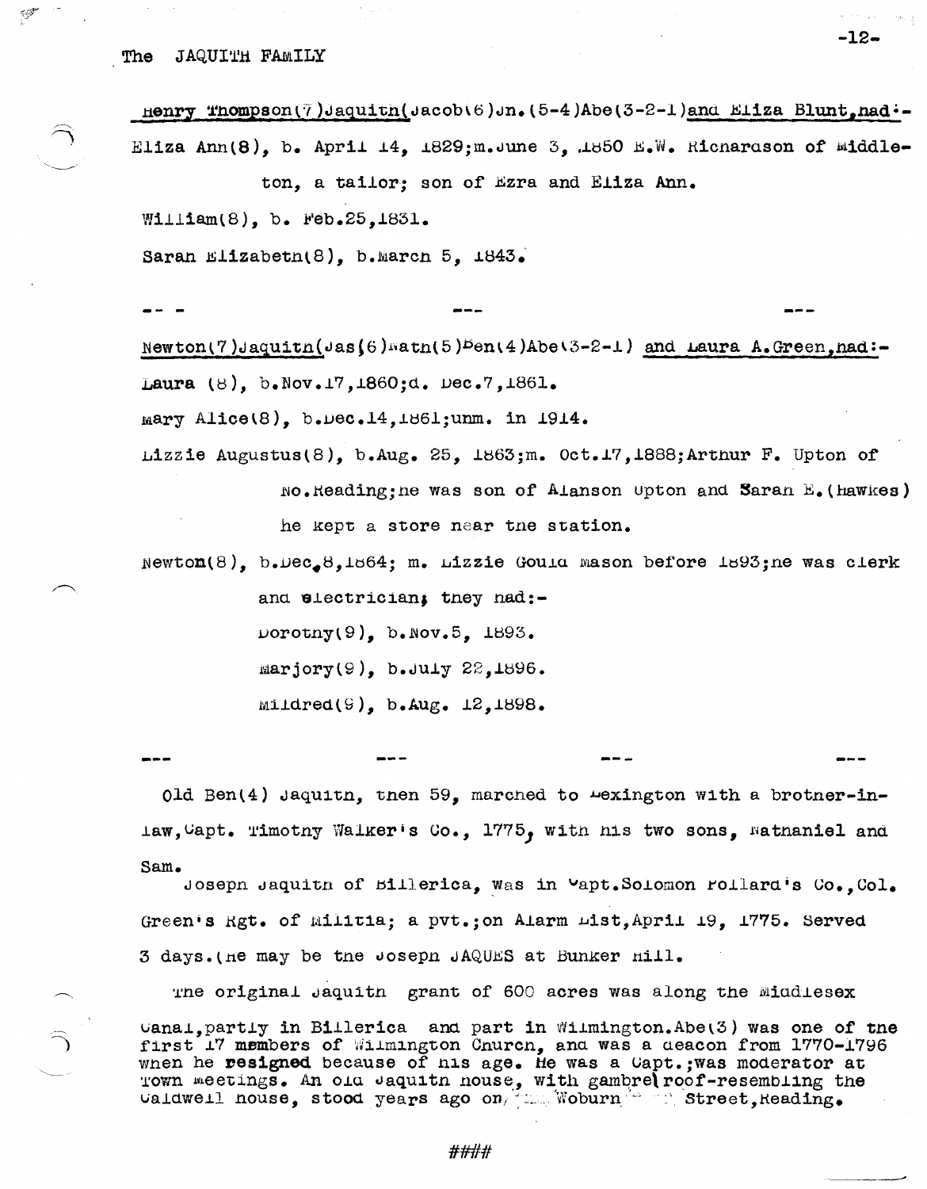Henry Thompson(7)Jaquith(Jacob(6)Jn.(5-4)Abe(3-2-1)and Eliza Blunt,had:-

Eliza Ann(8), b. April 14, 1829;m.June 3, 1850 E.W. Richardson of Middleton, a tailor; son of Ezra and Eliza Ann.

William(8), b. Feb.25,1831.

Sarah Elizabeth(8), b.March 5, 1843.

--- --- ---

Newton(7)Jaquith(Jas(6)Nath(5)Ben(4)Abe(3-2-1) and Laura A.Green,had:-

Laura (8), b.Nov.17,1860;d. Dec.7,1861.

Mary Alice(8), b.Dec.14,1861;unm. in 1914.

Lizzie Augustus(8), b.Aug. 25, 1863;m. Oct.17,1888;Arthur F. Upton of No.Reading;he was son of Alanson Upton and Sarah E.(Hawkes) he kept a store near the station.

Newton(8), b.Dec.8,1864; m. Lizzie Gould Mason before 1893;he was clerk and electrician; they had:-

- Dorothy(9), b.Nov.5, 1893.
- Marjory(9), b.July 22,1896.
- Mildred(9), b.Aug. 12,1898.

--- --- --- ---

Old Ben(4) Jaquith, then 59, marched to Lexington with a brother-in-law,Capt. Timothy Walker's Co., 1775, with his two sons, Nathaniel and Sam.

Joseph Jaquith of Billerica, was in Capt.Solomon Pollard's Co.,Col. Green's Rgt. of Militia; a pvt.;on Alarm List,April 19, 1775. Served 3 days.(he may be the Joseph JAQUES at Bunker Hill.

The original Jaquith grant of 600 acres was along the Middlesex Canal,partly in Billerica and part in Wilmington.Abe(3) was one of the first 17 members of Wilmington Church, and was a deacon from 1770-1796 when he **resigned** because of his age. He was a Capt.;was moderator at Town meetings. An old Jaquith house, with gambrel roof-resembling the Caldwell house, stood years ago on Woburn Street,Reading.

####